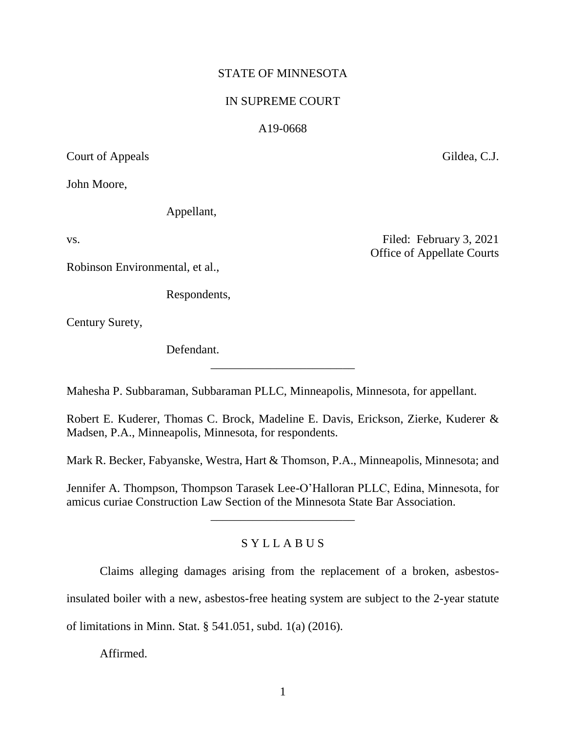STATE OF MINNESOTA

IN SUPREME COURT

A19-0668

Court of Appeals Gildea, C.J.

John Moore,

Appellant,

vs. Filed: February 3, 2021
Office of Appellate Courts

Robinson Environmental, et al.,

Respondents,

Century Surety,

Defendant.

________________________

Mahesha P. Subbaraman, Subbaraman PLLC, Minneapolis, Minnesota, for appellant.

Robert E. Kuderer, Thomas C. Brock, Madeline E. Davis, Erickson, Zierke, Kuderer & Madsen, P.A., Minneapolis, Minnesota, for respondents.

Mark R. Becker, Fabyanske, Westra, Hart & Thomson, P.A., Minneapolis, Minnesota; and

Jennifer A. Thompson, Thompson Tarasek Lee-O'Halloran PLLC, Edina, Minnesota, for amicus curiae Construction Law Section of the Minnesota State Bar Association.

________________________

S Y L L A B U S

Claims alleging damages arising from the replacement of a broken, asbestos-insulated boiler with a new, asbestos-free heating system are subject to the 2-year statute of limitations in Minn. Stat. § 541.051, subd. 1(a) (2016).

Affirmed.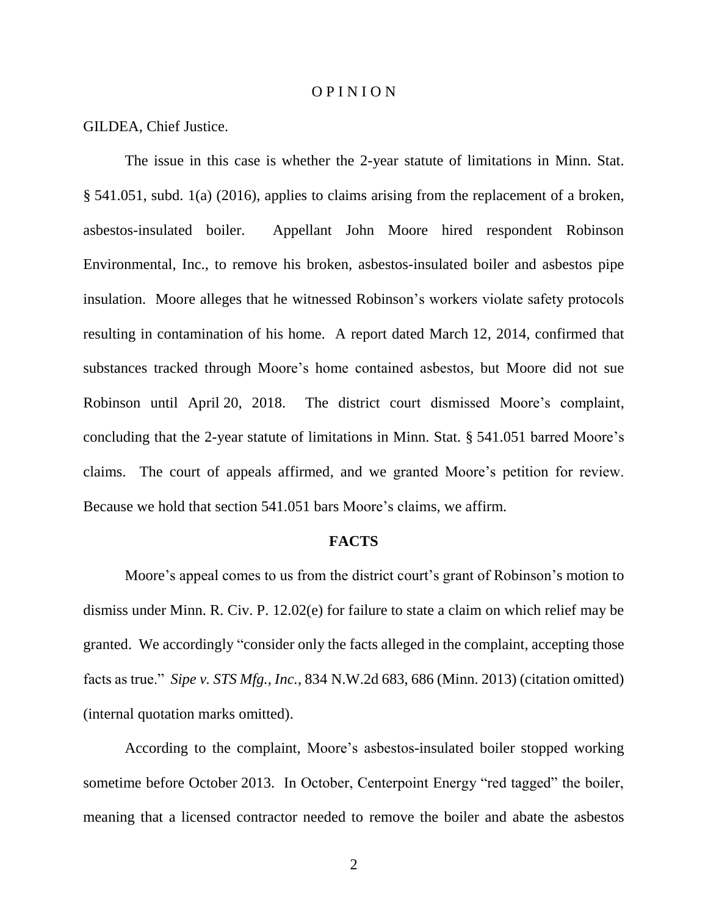# O P I N I O N

GILDEA, Chief Justice.

The issue in this case is whether the 2-year statute of limitations in Minn. Stat. § 541.051, subd. 1(a) (2016), applies to claims arising from the replacement of a broken, asbestos-insulated boiler. Appellant John Moore hired respondent Robinson Environmental, Inc., to remove his broken, asbestos-insulated boiler and asbestos pipe insulation. Moore alleges that he witnessed Robinson's workers violate safety protocols resulting in contamination of his home. A report dated March 12, 2014, confirmed that substances tracked through Moore's home contained asbestos, but Moore did not sue Robinson until April 20, 2018. The district court dismissed Moore's complaint, concluding that the 2-year statute of limitations in Minn. Stat. § 541.051 barred Moore's claims. The court of appeals affirmed, and we granted Moore's petition for review. Because we hold that section 541.051 bars Moore's claims, we affirm.

## FACTS

Moore's appeal comes to us from the district court's grant of Robinson's motion to dismiss under Minn. R. Civ. P. 12.02(e) for failure to state a claim on which relief may be granted. We accordingly "consider only the facts alleged in the complaint, accepting those facts as true." *Sipe v. STS Mfg., Inc.*, 834 N.W.2d 683, 686 (Minn. 2013) (citation omitted) (internal quotation marks omitted).

According to the complaint, Moore's asbestos-insulated boiler stopped working sometime before October 2013. In October, Centerpoint Energy "red tagged" the boiler, meaning that a licensed contractor needed to remove the boiler and abate the asbestos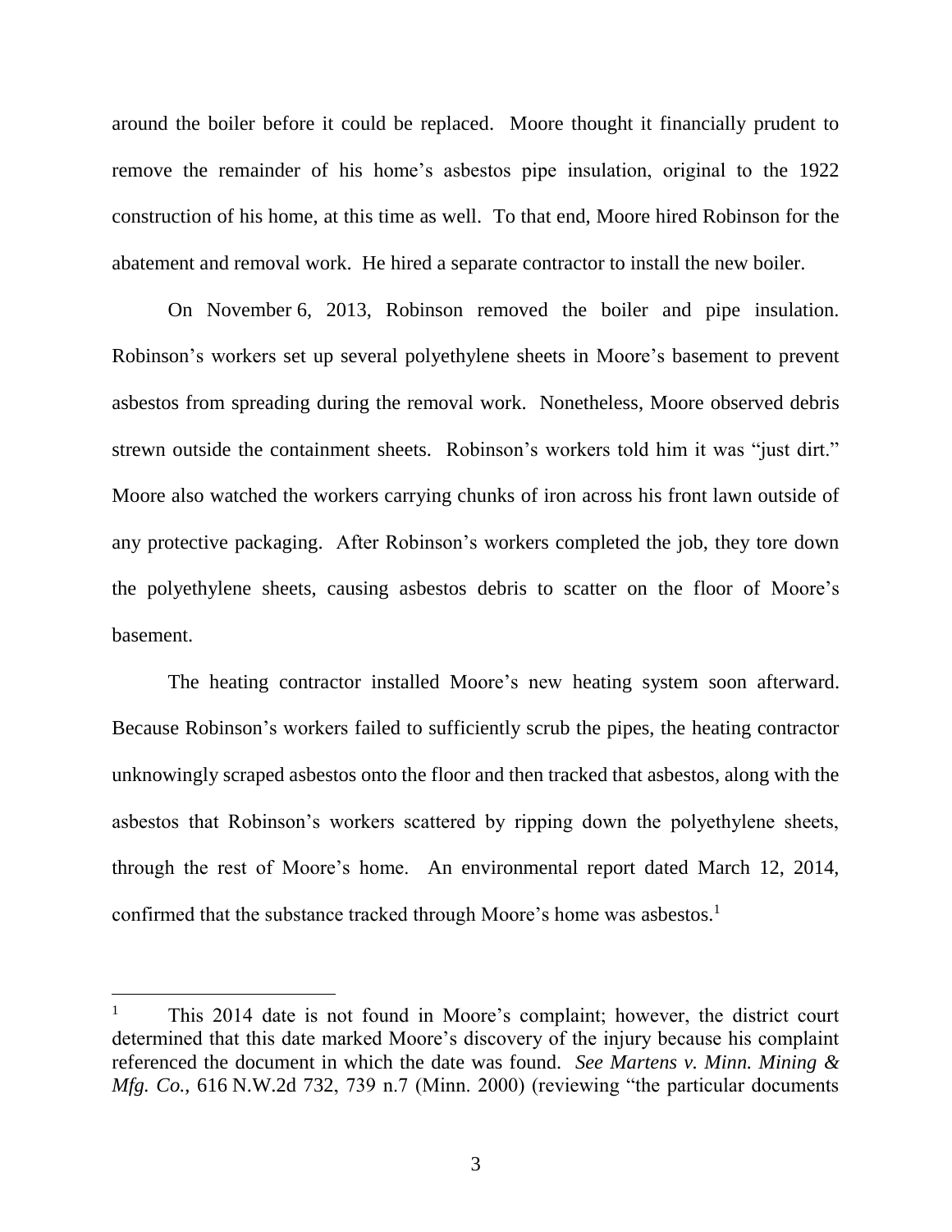around the boiler before it could be replaced. Moore thought it financially prudent to remove the remainder of his home's asbestos pipe insulation, original to the 1922 construction of his home, at this time as well. To that end, Moore hired Robinson for the abatement and removal work. He hired a separate contractor to install the new boiler.

On November 6, 2013, Robinson removed the boiler and pipe insulation. Robinson's workers set up several polyethylene sheets in Moore's basement to prevent asbestos from spreading during the removal work. Nonetheless, Moore observed debris strewn outside the containment sheets. Robinson's workers told him it was "just dirt." Moore also watched the workers carrying chunks of iron across his front lawn outside of any protective packaging. After Robinson's workers completed the job, they tore down the polyethylene sheets, causing asbestos debris to scatter on the floor of Moore's basement.

The heating contractor installed Moore's new heating system soon afterward. Because Robinson's workers failed to sufficiently scrub the pipes, the heating contractor unknowingly scraped asbestos onto the floor and then tracked that asbestos, along with the asbestos that Robinson's workers scattered by ripping down the polyethylene sheets, through the rest of Moore's home. An environmental report dated March 12, 2014, confirmed that the substance tracked through Moore's home was asbestos.[1]

---

[1] This 2014 date is not found in Moore's complaint; however, the district court determined that this date marked Moore's discovery of the injury because his complaint referenced the document in which the date was found. *See Martens v. Minn. Mining & Mfg. Co.*, 616 N.W.2d 732, 739 n.7 (Minn. 2000) (reviewing "the particular documents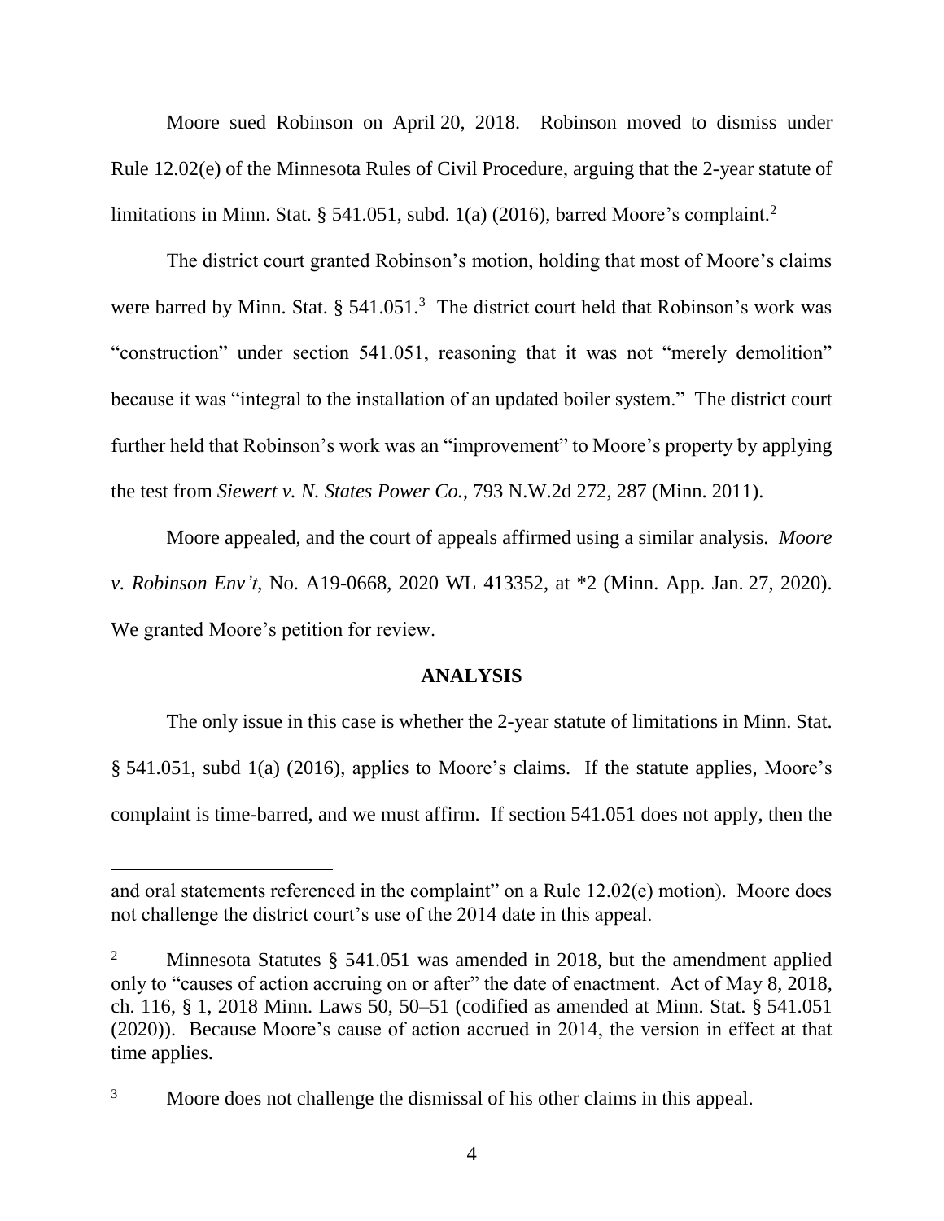Moore sued Robinson on April 20, 2018. Robinson moved to dismiss under Rule 12.02(e) of the Minnesota Rules of Civil Procedure, arguing that the 2-year statute of limitations in Minn. Stat. § 541.051, subd. 1(a) (2016), barred Moore's complaint.[2]

The district court granted Robinson's motion, holding that most of Moore's claims were barred by Minn. Stat. § 541.051.[3] The district court held that Robinson's work was "construction" under section 541.051, reasoning that it was not "merely demolition" because it was "integral to the installation of an updated boiler system." The district court further held that Robinson's work was an "improvement" to Moore's property by applying the test from *Siewert v. N. States Power Co.*, 793 N.W.2d 272, 287 (Minn. 2011).

Moore appealed, and the court of appeals affirmed using a similar analysis. *Moore v. Robinson Env't*, No. A19-0668, 2020 WL 413352, at *2 (Minn. App. Jan. 27, 2020). We granted Moore's petition for review.

## ANALYSIS

The only issue in this case is whether the 2-year statute of limitations in Minn. Stat. § 541.051, subd 1(a) (2016), applies to Moore's claims. If the statute applies, Moore's complaint is time-barred, and we must affirm. If section 541.051 does not apply, then the

---

and oral statements referenced in the complaint" on a Rule 12.02(e) motion). Moore does not challenge the district court's use of the 2014 date in this appeal.

[2] Minnesota Statutes § 541.051 was amended in 2018, but the amendment applied only to "causes of action accruing on or after" the date of enactment. Act of May 8, 2018, ch. 116, § 1, 2018 Minn. Laws 50, 50–51 (codified as amended at Minn. Stat. § 541.051 (2020)). Because Moore's cause of action accrued in 2014, the version in effect at that time applies.

[3] Moore does not challenge the dismissal of his other claims in this appeal.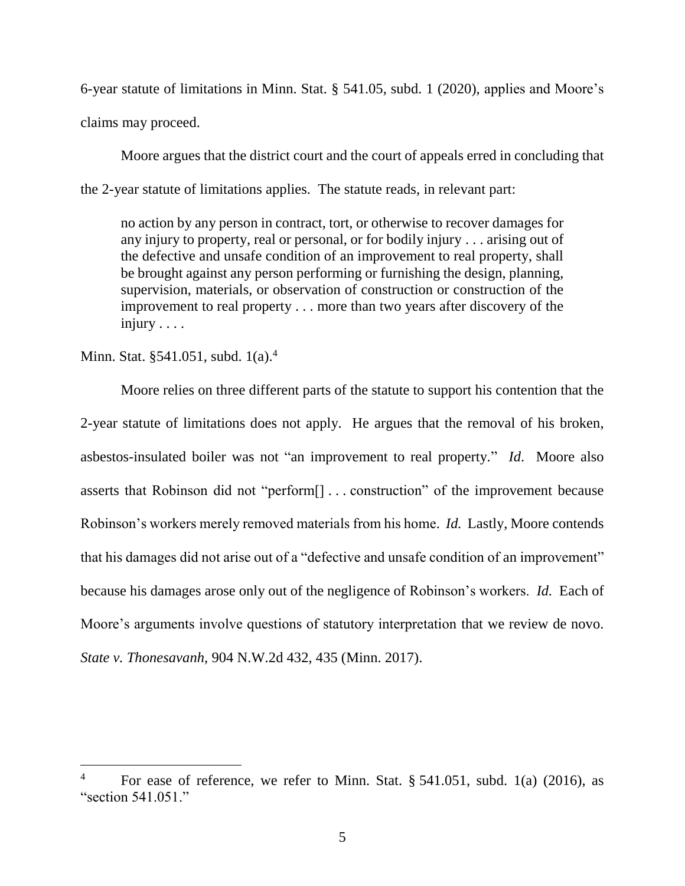6-year statute of limitations in Minn. Stat. § 541.05, subd. 1 (2020), applies and Moore's claims may proceed.

Moore argues that the district court and the court of appeals erred in concluding that the 2-year statute of limitations applies. The statute reads, in relevant part:

> no action by any person in contract, tort, or otherwise to recover damages for any injury to property, real or personal, or for bodily injury . . . arising out of the defective and unsafe condition of an improvement to real property, shall be brought against any person performing or furnishing the design, planning, supervision, materials, or observation of construction or construction of the improvement to real property . . . more than two years after discovery of the injury . . . .

Minn. Stat. §541.051, subd. 1(a).[4]

Moore relies on three different parts of the statute to support his contention that the 2-year statute of limitations does not apply. He argues that the removal of his broken, asbestos-insulated boiler was not "an improvement to real property." *Id*. Moore also asserts that Robinson did not "perform[] . . . construction" of the improvement because Robinson's workers merely removed materials from his home. *Id.* Lastly, Moore contends that his damages did not arise out of a "defective and unsafe condition of an improvement" because his damages arose only out of the negligence of Robinson's workers. *Id.* Each of Moore's arguments involve questions of statutory interpretation that we review de novo. *State v. Thonesavanh*, 904 N.W.2d 432, 435 (Minn. 2017).

---

[4] For ease of reference, we refer to Minn. Stat. § 541.051, subd. 1(a) (2016), as "section 541.051."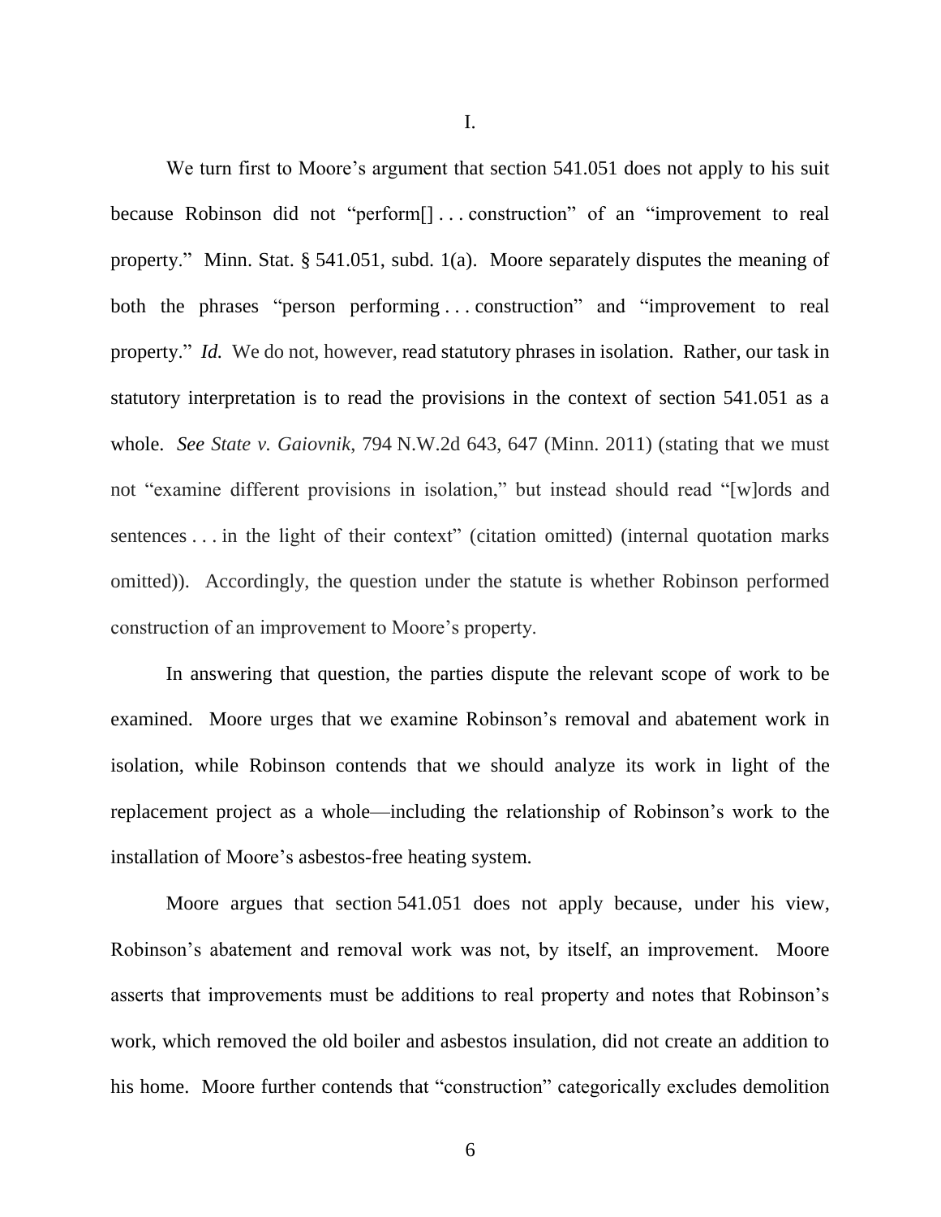I.

We turn first to Moore's argument that section 541.051 does not apply to his suit because Robinson did not "perform[] . . . construction" of an "improvement to real property." Minn. Stat. § 541.051, subd. 1(a). Moore separately disputes the meaning of both the phrases "person performing . . . construction" and "improvement to real property." *Id.* We do not, however, read statutory phrases in isolation. Rather, our task in statutory interpretation is to read the provisions in the context of section 541.051 as a whole. *See State v. Gaiovnik*, 794 N.W.2d 643, 647 (Minn. 2011) (stating that we must not "examine different provisions in isolation," but instead should read "[w]ords and sentences . . . in the light of their context" (citation omitted) (internal quotation marks omitted)). Accordingly, the question under the statute is whether Robinson performed construction of an improvement to Moore's property.

In answering that question, the parties dispute the relevant scope of work to be examined. Moore urges that we examine Robinson's removal and abatement work in isolation, while Robinson contends that we should analyze its work in light of the replacement project as a whole—including the relationship of Robinson's work to the installation of Moore's asbestos-free heating system.

Moore argues that section 541.051 does not apply because, under his view, Robinson's abatement and removal work was not, by itself, an improvement. Moore asserts that improvements must be additions to real property and notes that Robinson's work, which removed the old boiler and asbestos insulation, did not create an addition to his home. Moore further contends that "construction" categorically excludes demolition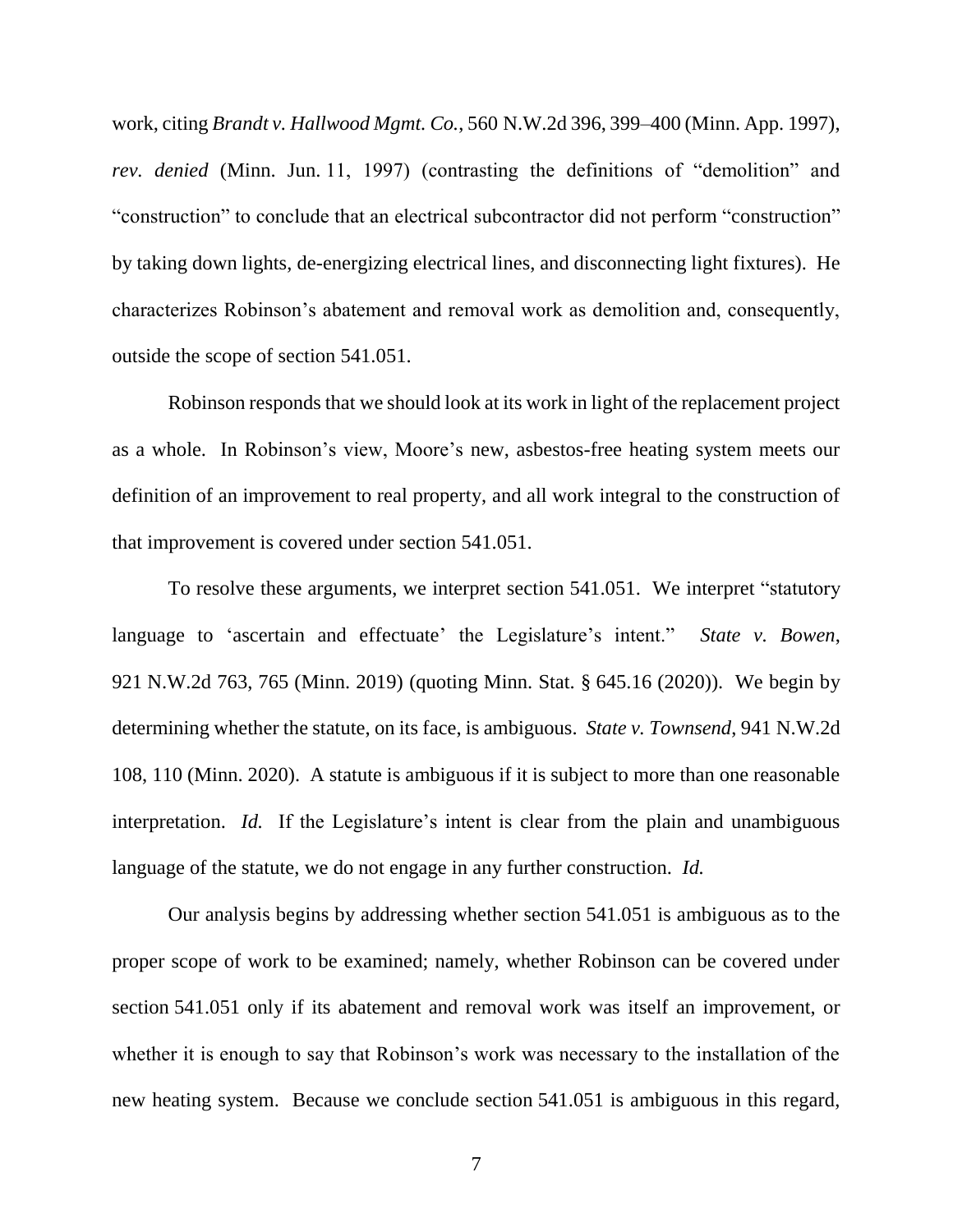work, citing *Brandt v. Hallwood Mgmt. Co.*, 560 N.W.2d 396, 399–400 (Minn. App. 1997), *rev. denied* (Minn. Jun. 11, 1997) (contrasting the definitions of "demolition" and "construction" to conclude that an electrical subcontractor did not perform "construction" by taking down lights, de-energizing electrical lines, and disconnecting light fixtures). He characterizes Robinson's abatement and removal work as demolition and, consequently, outside the scope of section 541.051.

Robinson responds that we should look at its work in light of the replacement project as a whole. In Robinson's view, Moore's new, asbestos-free heating system meets our definition of an improvement to real property, and all work integral to the construction of that improvement is covered under section 541.051.

To resolve these arguments, we interpret section 541.051. We interpret "statutory language to 'ascertain and effectuate' the Legislature's intent." *State v. Bowen*, 921 N.W.2d 763, 765 (Minn. 2019) (quoting Minn. Stat. § 645.16 (2020)). We begin by determining whether the statute, on its face, is ambiguous. *State v. Townsend*, 941 N.W.2d 108, 110 (Minn. 2020). A statute is ambiguous if it is subject to more than one reasonable interpretation. *Id.* If the Legislature's intent is clear from the plain and unambiguous language of the statute, we do not engage in any further construction. *Id.*

Our analysis begins by addressing whether section 541.051 is ambiguous as to the proper scope of work to be examined; namely, whether Robinson can be covered under section 541.051 only if its abatement and removal work was itself an improvement, or whether it is enough to say that Robinson's work was necessary to the installation of the new heating system. Because we conclude section 541.051 is ambiguous in this regard,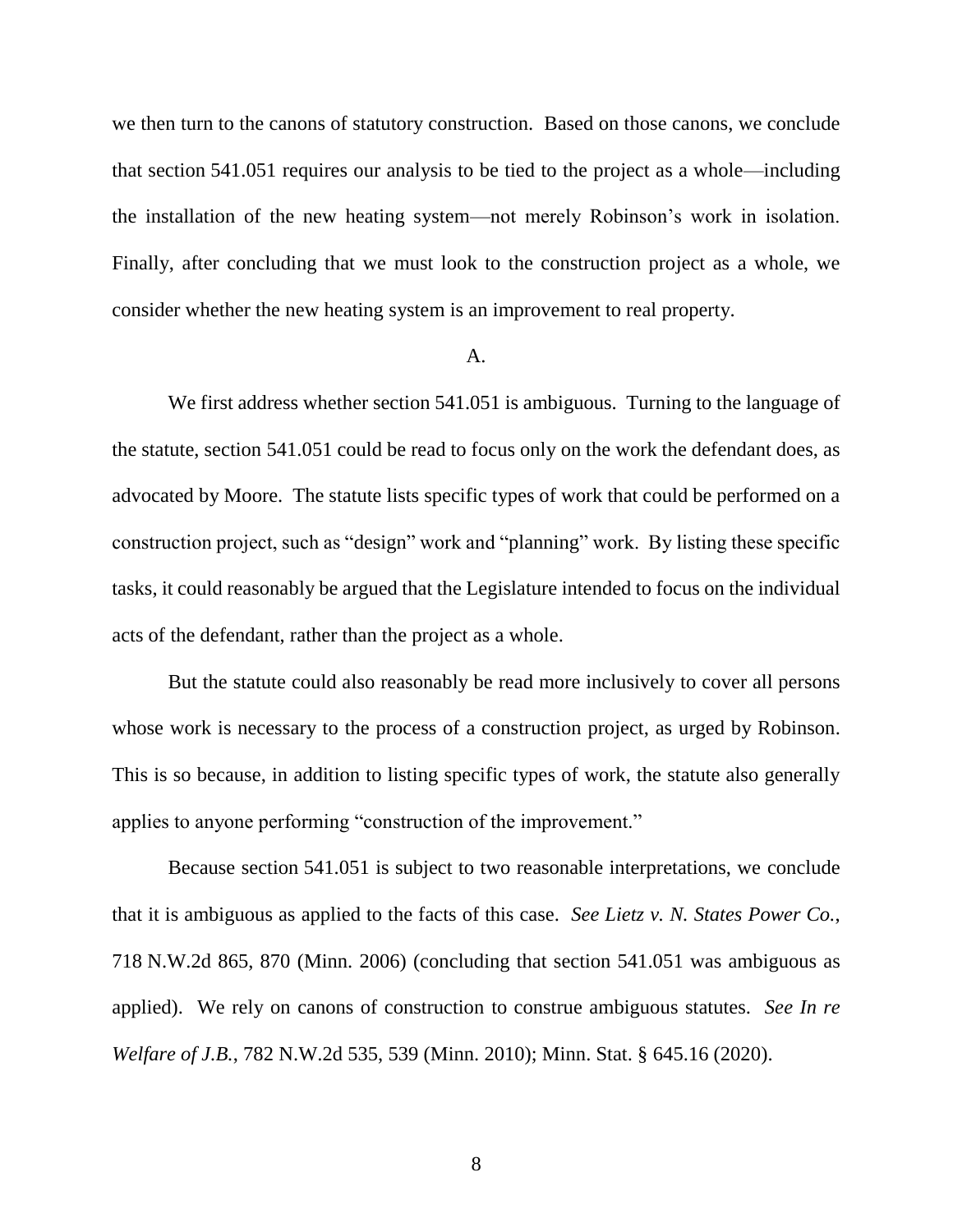we then turn to the canons of statutory construction. Based on those canons, we conclude that section 541.051 requires our analysis to be tied to the project as a whole—including the installation of the new heating system—not merely Robinson's work in isolation. Finally, after concluding that we must look to the construction project as a whole, we consider whether the new heating system is an improvement to real property.

### A.

We first address whether section 541.051 is ambiguous. Turning to the language of the statute, section 541.051 could be read to focus only on the work the defendant does, as advocated by Moore. The statute lists specific types of work that could be performed on a construction project, such as "design" work and "planning" work. By listing these specific tasks, it could reasonably be argued that the Legislature intended to focus on the individual acts of the defendant, rather than the project as a whole.

But the statute could also reasonably be read more inclusively to cover all persons whose work is necessary to the process of a construction project, as urged by Robinson. This is so because, in addition to listing specific types of work, the statute also generally applies to anyone performing "construction of the improvement."

Because section 541.051 is subject to two reasonable interpretations, we conclude that it is ambiguous as applied to the facts of this case. *See Lietz v. N. States Power Co.*, 718 N.W.2d 865, 870 (Minn. 2006) (concluding that section 541.051 was ambiguous as applied). We rely on canons of construction to construe ambiguous statutes. *See In re Welfare of J.B.*, 782 N.W.2d 535, 539 (Minn. 2010); Minn. Stat. § 645.16 (2020).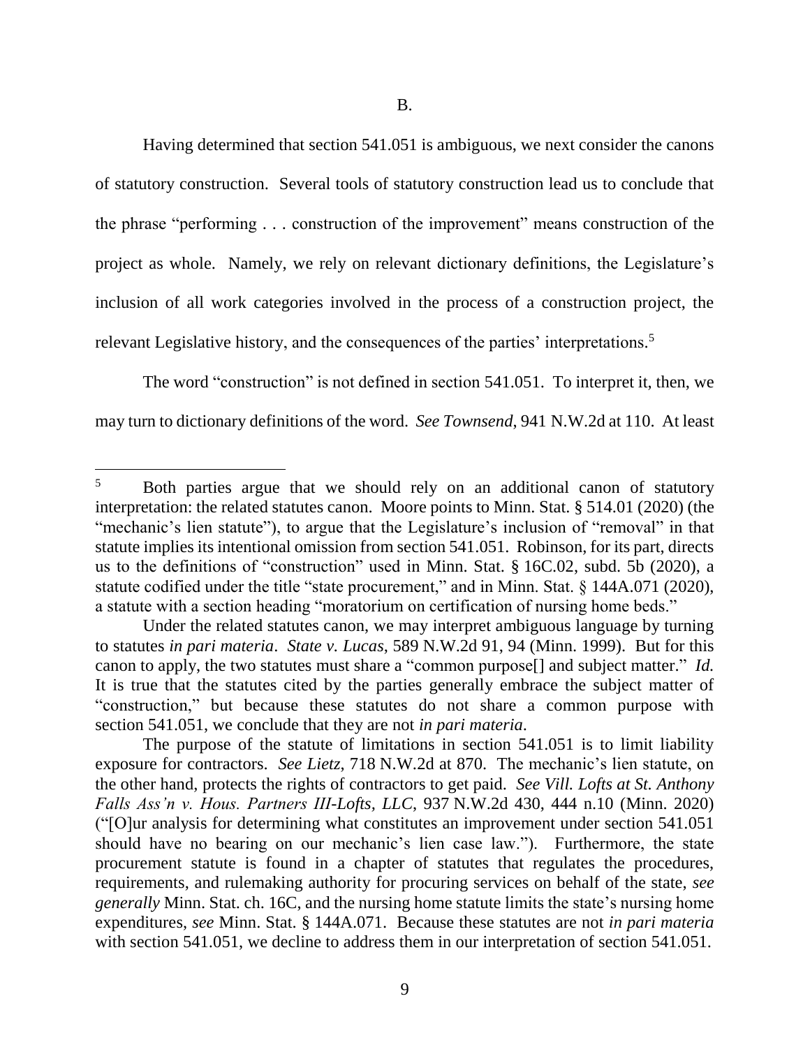B.

Having determined that section 541.051 is ambiguous, we next consider the canons of statutory construction. Several tools of statutory construction lead us to conclude that the phrase "performing . . . construction of the improvement" means construction of the project as whole. Namely, we rely on relevant dictionary definitions, the Legislature's inclusion of all work categories involved in the process of a construction project, the relevant Legislative history, and the consequences of the parties' interpretations.[5]

The word "construction" is not defined in section 541.051. To interpret it, then, we may turn to dictionary definitions of the word. *See Townsend*, 941 N.W.2d at 110. At least

---

[5] Both parties argue that we should rely on an additional canon of statutory interpretation: the related statutes canon. Moore points to Minn. Stat. § 514.01 (2020) (the "mechanic's lien statute"), to argue that the Legislature's inclusion of "removal" in that statute implies its intentional omission from section 541.051. Robinson, for its part, directs us to the definitions of "construction" used in Minn. Stat. § 16C.02, subd. 5b (2020), a statute codified under the title "state procurement," and in Minn. Stat. § 144A.071 (2020), a statute with a section heading "moratorium on certification of nursing home beds."

Under the related statutes canon, we may interpret ambiguous language by turning to statutes *in pari materia*. *State v. Lucas*, 589 N.W.2d 91, 94 (Minn. 1999). But for this canon to apply, the two statutes must share a "common purpose[] and subject matter." *Id.* It is true that the statutes cited by the parties generally embrace the subject matter of "construction," but because these statutes do not share a common purpose with section 541.051, we conclude that they are not *in pari materia*.

The purpose of the statute of limitations in section 541.051 is to limit liability exposure for contractors. *See Lietz*, 718 N.W.2d at 870. The mechanic's lien statute, on the other hand, protects the rights of contractors to get paid. *See Vill. Lofts at St. Anthony Falls Ass'n v. Hous. Partners III-Lofts, LLC*, 937 N.W.2d 430, 444 n.10 (Minn. 2020) ("[O]ur analysis for determining what constitutes an improvement under section 541.051 should have no bearing on our mechanic's lien case law."). Furthermore, the state procurement statute is found in a chapter of statutes that regulates the procedures, requirements, and rulemaking authority for procuring services on behalf of the state, *see generally* Minn. Stat. ch. 16C, and the nursing home statute limits the state's nursing home expenditures, *see* Minn. Stat. § 144A.071. Because these statutes are not *in pari materia* with section 541.051, we decline to address them in our interpretation of section 541.051.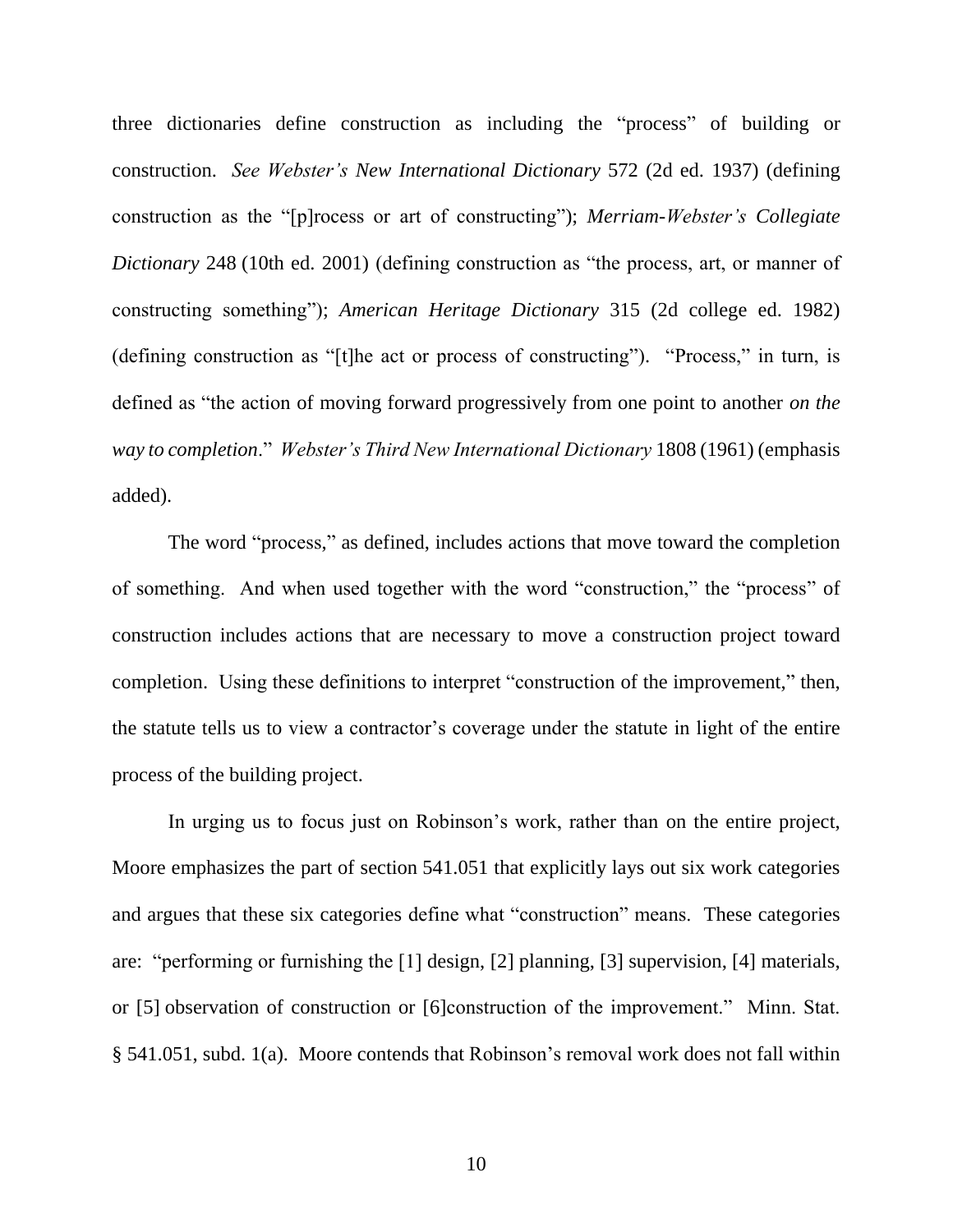three dictionaries define construction as including the "process" of building or construction. *See Webster's New International Dictionary* 572 (2d ed. 1937) (defining construction as the "[p]rocess or art of constructing"); *Merriam-Webster's Collegiate Dictionary* 248 (10th ed. 2001) (defining construction as "the process, art, or manner of constructing something"); *American Heritage Dictionary* 315 (2d college ed. 1982) (defining construction as "[t]he act or process of constructing"). "Process," in turn, is defined as "the action of moving forward progressively from one point to another *on the way to completion*." *Webster's Third New International Dictionary* 1808 (1961) (emphasis added).

The word "process," as defined, includes actions that move toward the completion of something. And when used together with the word "construction," the "process" of construction includes actions that are necessary to move a construction project toward completion. Using these definitions to interpret "construction of the improvement," then, the statute tells us to view a contractor's coverage under the statute in light of the entire process of the building project.

In urging us to focus just on Robinson's work, rather than on the entire project, Moore emphasizes the part of section 541.051 that explicitly lays out six work categories and argues that these six categories define what "construction" means. These categories are: "performing or furnishing the [1] design, [2] planning, [3] supervision, [4] materials, or [5] observation of construction or [6]construction of the improvement." Minn. Stat. § 541.051, subd. 1(a). Moore contends that Robinson's removal work does not fall within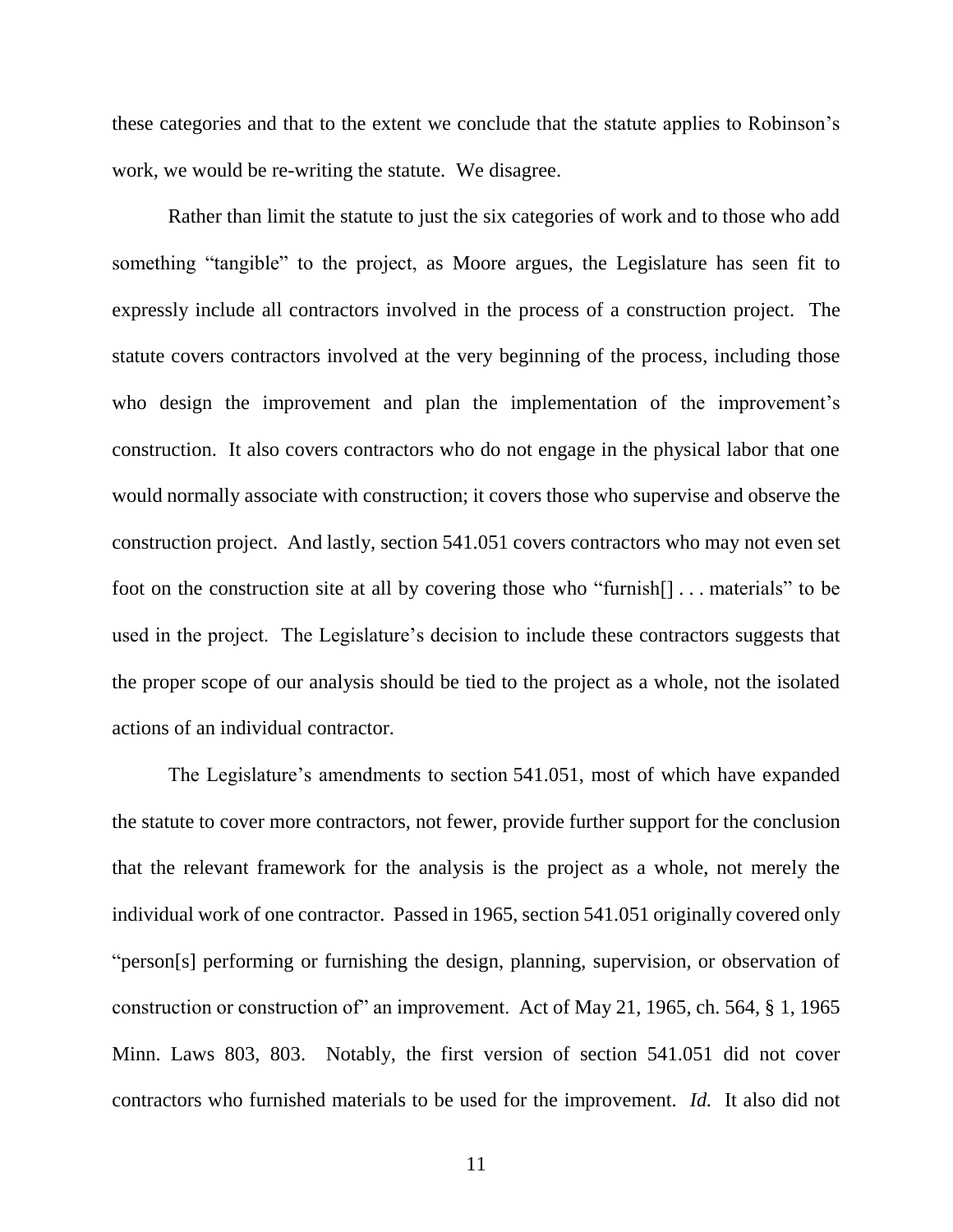these categories and that to the extent we conclude that the statute applies to Robinson's work, we would be re-writing the statute. We disagree.

Rather than limit the statute to just the six categories of work and to those who add something "tangible" to the project, as Moore argues, the Legislature has seen fit to expressly include all contractors involved in the process of a construction project. The statute covers contractors involved at the very beginning of the process, including those who design the improvement and plan the implementation of the improvement's construction. It also covers contractors who do not engage in the physical labor that one would normally associate with construction; it covers those who supervise and observe the construction project. And lastly, section 541.051 covers contractors who may not even set foot on the construction site at all by covering those who "furnish[] . . . materials" to be used in the project. The Legislature's decision to include these contractors suggests that the proper scope of our analysis should be tied to the project as a whole, not the isolated actions of an individual contractor.

The Legislature's amendments to section 541.051, most of which have expanded the statute to cover more contractors, not fewer, provide further support for the conclusion that the relevant framework for the analysis is the project as a whole, not merely the individual work of one contractor. Passed in 1965, section 541.051 originally covered only "person[s] performing or furnishing the design, planning, supervision, or observation of construction or construction of" an improvement. Act of May 21, 1965, ch. 564, § 1, 1965 Minn. Laws 803, 803. Notably, the first version of section 541.051 did not cover contractors who furnished materials to be used for the improvement. *Id.* It also did not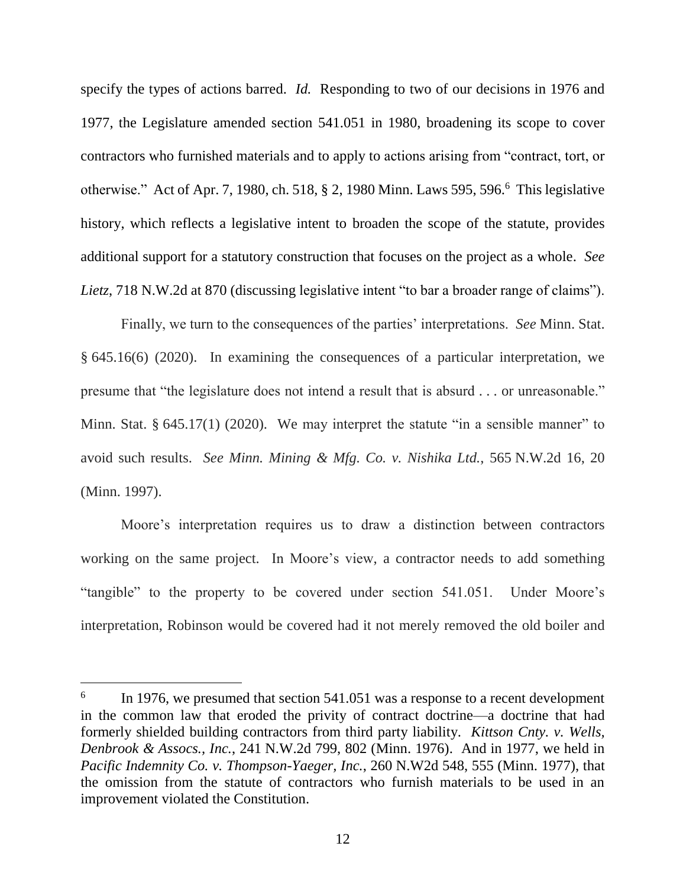specify the types of actions barred. *Id.* Responding to two of our decisions in 1976 and 1977, the Legislature amended section 541.051 in 1980, broadening its scope to cover contractors who furnished materials and to apply to actions arising from "contract, tort, or otherwise." Act of Apr. 7, 1980, ch. 518, § 2, 1980 Minn. Laws 595, 596.[6] This legislative history, which reflects a legislative intent to broaden the scope of the statute, provides additional support for a statutory construction that focuses on the project as a whole. *See Lietz*, 718 N.W.2d at 870 (discussing legislative intent "to bar a broader range of claims").

Finally, we turn to the consequences of the parties' interpretations. *See* Minn. Stat. § 645.16(6) (2020). In examining the consequences of a particular interpretation, we presume that "the legislature does not intend a result that is absurd . . . or unreasonable." Minn. Stat. § 645.17(1) (2020). We may interpret the statute "in a sensible manner" to avoid such results. *See Minn. Mining & Mfg. Co. v. Nishika Ltd.*, 565 N.W.2d 16, 20 (Minn. 1997).

Moore's interpretation requires us to draw a distinction between contractors working on the same project. In Moore's view, a contractor needs to add something "tangible" to the property to be covered under section 541.051. Under Moore's interpretation, Robinson would be covered had it not merely removed the old boiler and

---

[6] In 1976, we presumed that section 541.051 was a response to a recent development in the common law that eroded the privity of contract doctrine—a doctrine that had formerly shielded building contractors from third party liability. *Kittson Cnty. v. Wells, Denbrook & Assocs., Inc.*, 241 N.W.2d 799, 802 (Minn. 1976). And in 1977, we held in *Pacific Indemnity Co. v. Thompson-Yaeger, Inc.*, 260 N.W2d 548, 555 (Minn. 1977), that the omission from the statute of contractors who furnish materials to be used in an improvement violated the Constitution.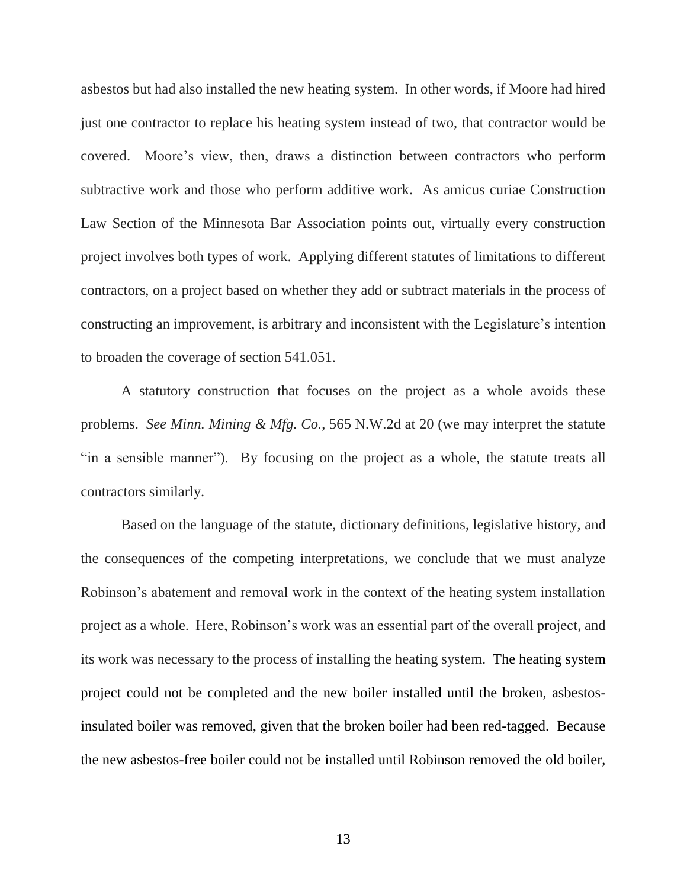asbestos but had also installed the new heating system. In other words, if Moore had hired just one contractor to replace his heating system instead of two, that contractor would be covered. Moore's view, then, draws a distinction between contractors who perform subtractive work and those who perform additive work. As amicus curiae Construction Law Section of the Minnesota Bar Association points out, virtually every construction project involves both types of work. Applying different statutes of limitations to different contractors, on a project based on whether they add or subtract materials in the process of constructing an improvement, is arbitrary and inconsistent with the Legislature's intention to broaden the coverage of section 541.051.

A statutory construction that focuses on the project as a whole avoids these problems. *See Minn. Mining & Mfg. Co.*, 565 N.W.2d at 20 (we may interpret the statute "in a sensible manner"). By focusing on the project as a whole, the statute treats all contractors similarly.

Based on the language of the statute, dictionary definitions, legislative history, and the consequences of the competing interpretations, we conclude that we must analyze Robinson's abatement and removal work in the context of the heating system installation project as a whole. Here, Robinson's work was an essential part of the overall project, and its work was necessary to the process of installing the heating system. The heating system project could not be completed and the new boiler installed until the broken, asbestos-insulated boiler was removed, given that the broken boiler had been red-tagged. Because the new asbestos-free boiler could not be installed until Robinson removed the old boiler,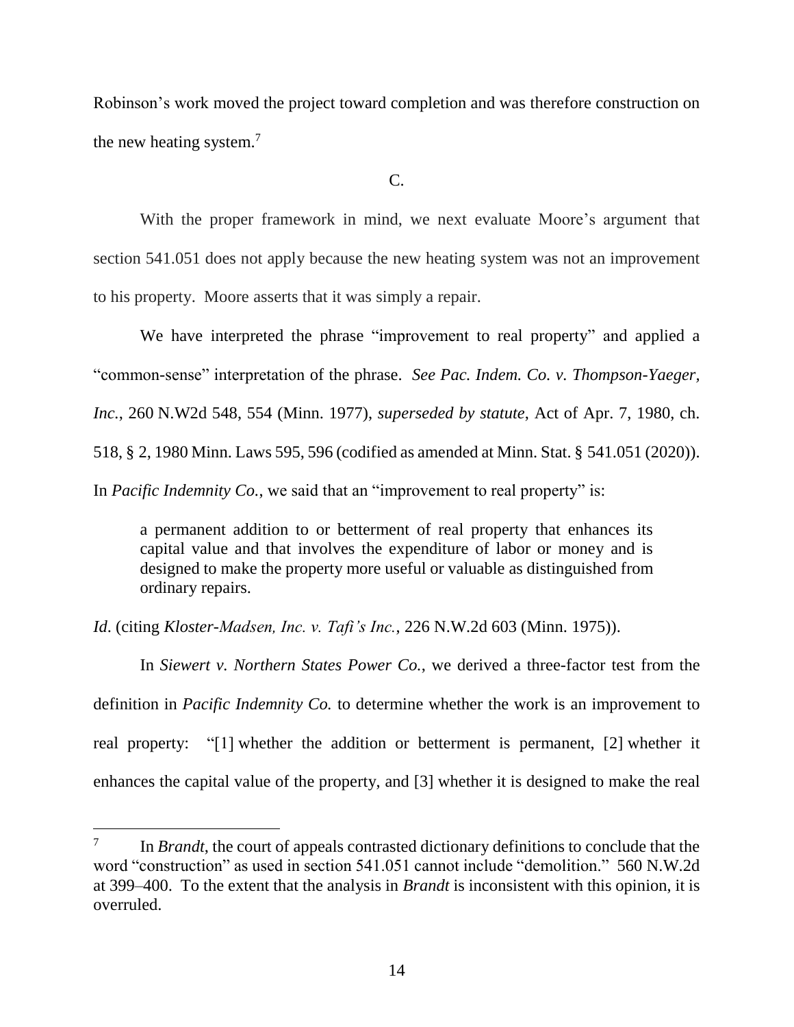Robinson's work moved the project toward completion and was therefore construction on the new heating system.[7]

C.

With the proper framework in mind, we next evaluate Moore's argument that section 541.051 does not apply because the new heating system was not an improvement to his property. Moore asserts that it was simply a repair.

We have interpreted the phrase "improvement to real property" and applied a "common-sense" interpretation of the phrase. *See Pac. Indem. Co. v. Thompson-Yaeger, Inc.*, 260 N.W2d 548, 554 (Minn. 1977), *superseded by statute*, Act of Apr. 7, 1980, ch. 518, § 2, 1980 Minn. Laws 595, 596 (codified as amended at Minn. Stat. § 541.051 (2020)). In *Pacific Indemnity Co.*, we said that an "improvement to real property" is:

> a permanent addition to or betterment of real property that enhances its capital value and that involves the expenditure of labor or money and is designed to make the property more useful or valuable as distinguished from ordinary repairs.

*Id*. (citing *Kloster-Madsen, Inc. v. Tafi's Inc.*, 226 N.W.2d 603 (Minn. 1975)).

In *Siewert v. Northern States Power Co.*, we derived a three-factor test from the definition in *Pacific Indemnity Co.* to determine whether the work is an improvement to real property: "[1] whether the addition or betterment is permanent, [2] whether it enhances the capital value of the property, and [3] whether it is designed to make the real

---

[7] In *Brandt*, the court of appeals contrasted dictionary definitions to conclude that the word "construction" as used in section 541.051 cannot include "demolition." 560 N.W.2d at 399–400. To the extent that the analysis in *Brandt* is inconsistent with this opinion, it is overruled.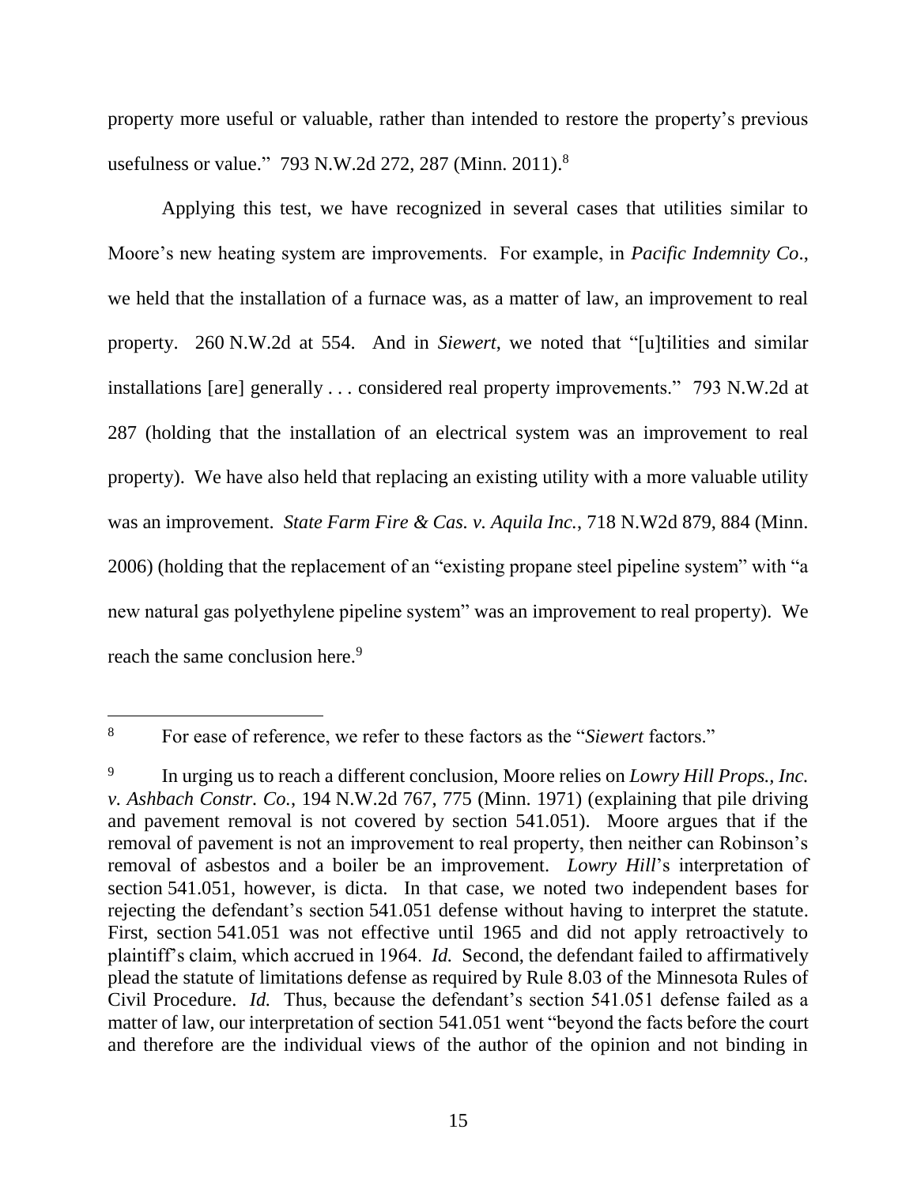property more useful or valuable, rather than intended to restore the property's previous usefulness or value." 793 N.W.2d 272, 287 (Minn. 2011).[8]

Applying this test, we have recognized in several cases that utilities similar to Moore's new heating system are improvements. For example, in *Pacific Indemnity Co*., we held that the installation of a furnace was, as a matter of law, an improvement to real property. 260 N.W.2d at 554. And in *Siewert*, we noted that "[u]tilities and similar installations [are] generally . . . considered real property improvements." 793 N.W.2d at 287 (holding that the installation of an electrical system was an improvement to real property). We have also held that replacing an existing utility with a more valuable utility was an improvement. *State Farm Fire & Cas. v. Aquila Inc.*, 718 N.W2d 879, 884 (Minn. 2006) (holding that the replacement of an "existing propane steel pipeline system" with "a new natural gas polyethylene pipeline system" was an improvement to real property). We reach the same conclusion here.[9]

---

[8] For ease of reference, we refer to these factors as the "*Siewert* factors."

[9] In urging us to reach a different conclusion, Moore relies on *Lowry Hill Props., Inc. v. Ashbach Constr. Co.*, 194 N.W.2d 767, 775 (Minn. 1971) (explaining that pile driving and pavement removal is not covered by section 541.051). Moore argues that if the removal of pavement is not an improvement to real property, then neither can Robinson's removal of asbestos and a boiler be an improvement. *Lowry Hill*'s interpretation of section 541.051, however, is dicta. In that case, we noted two independent bases for rejecting the defendant's section 541.051 defense without having to interpret the statute. First, section 541.051 was not effective until 1965 and did not apply retroactively to plaintiff's claim, which accrued in 1964. *Id.* Second, the defendant failed to affirmatively plead the statute of limitations defense as required by Rule 8.03 of the Minnesota Rules of Civil Procedure. *Id.* Thus, because the defendant's section 541.051 defense failed as a matter of law, our interpretation of section 541.051 went "beyond the facts before the court and therefore are the individual views of the author of the opinion and not binding in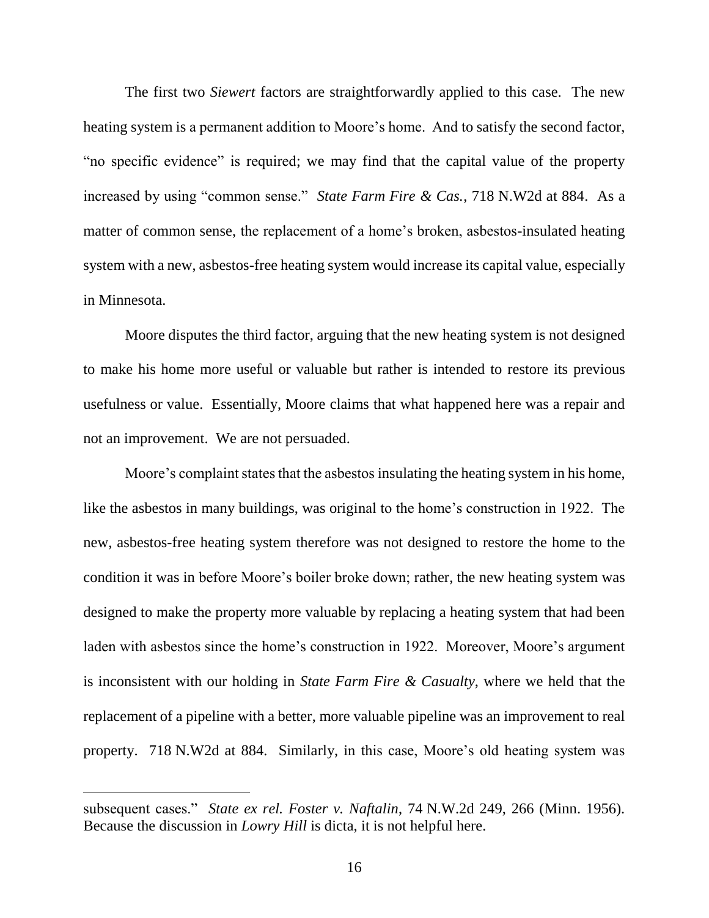The first two *Siewert* factors are straightforwardly applied to this case. The new heating system is a permanent addition to Moore's home. And to satisfy the second factor, "no specific evidence" is required; we may find that the capital value of the property increased by using "common sense." *State Farm Fire & Cas.*, 718 N.W2d at 884. As a matter of common sense, the replacement of a home's broken, asbestos-insulated heating system with a new, asbestos-free heating system would increase its capital value, especially in Minnesota.

Moore disputes the third factor, arguing that the new heating system is not designed to make his home more useful or valuable but rather is intended to restore its previous usefulness or value. Essentially, Moore claims that what happened here was a repair and not an improvement. We are not persuaded.

Moore's complaint states that the asbestos insulating the heating system in his home, like the asbestos in many buildings, was original to the home's construction in 1922. The new, asbestos-free heating system therefore was not designed to restore the home to the condition it was in before Moore's boiler broke down; rather, the new heating system was designed to make the property more valuable by replacing a heating system that had been laden with asbestos since the home's construction in 1922. Moreover, Moore's argument is inconsistent with our holding in *State Farm Fire & Casualty*, where we held that the replacement of a pipeline with a better, more valuable pipeline was an improvement to real property. 718 N.W2d at 884. Similarly, in this case, Moore's old heating system was

---

subsequent cases." *State ex rel. Foster v. Naftalin*, 74 N.W.2d 249, 266 (Minn. 1956). Because the discussion in *Lowry Hill* is dicta, it is not helpful here.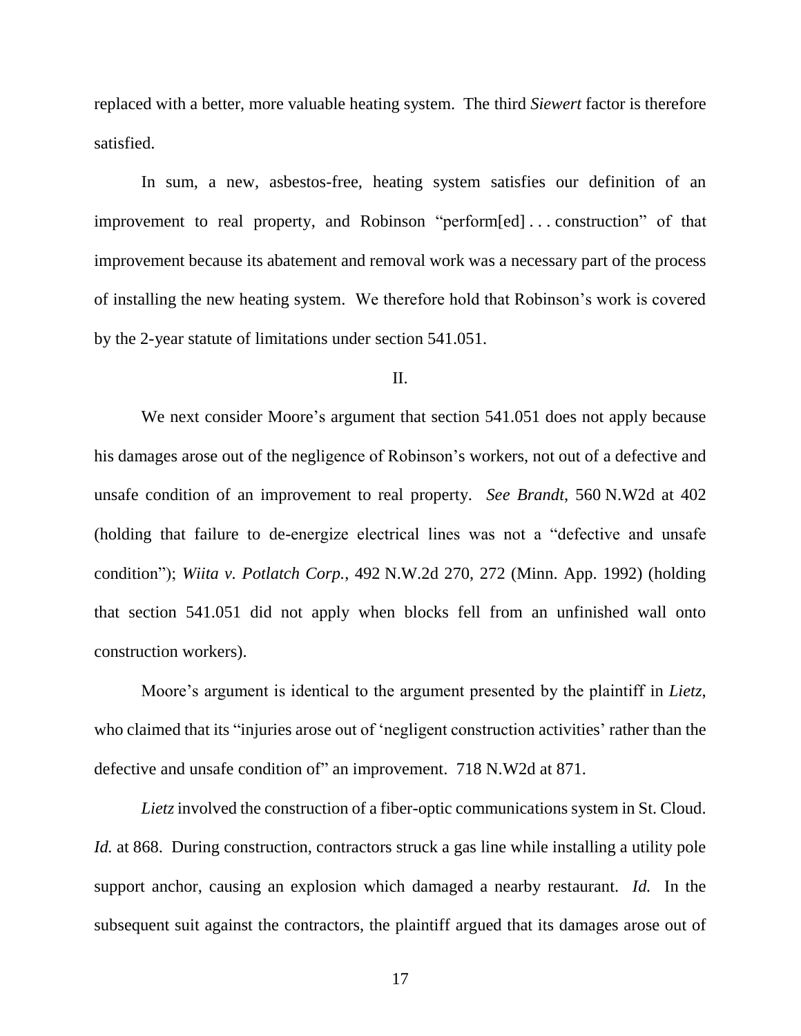replaced with a better, more valuable heating system. The third *Siewert* factor is therefore satisfied.

In sum, a new, asbestos-free, heating system satisfies our definition of an improvement to real property, and Robinson "perform[ed] . . . construction" of that improvement because its abatement and removal work was a necessary part of the process of installing the new heating system. We therefore hold that Robinson's work is covered by the 2-year statute of limitations under section 541.051.

## II.

We next consider Moore's argument that section 541.051 does not apply because his damages arose out of the negligence of Robinson's workers, not out of a defective and unsafe condition of an improvement to real property. *See Brandt*, 560 N.W2d at 402 (holding that failure to de-energize electrical lines was not a "defective and unsafe condition"); *Wiita v. Potlatch Corp.*, 492 N.W.2d 270, 272 (Minn. App. 1992) (holding that section 541.051 did not apply when blocks fell from an unfinished wall onto construction workers).

Moore's argument is identical to the argument presented by the plaintiff in *Lietz*, who claimed that its "injuries arose out of 'negligent construction activities' rather than the defective and unsafe condition of" an improvement. 718 N.W2d at 871.

*Lietz* involved the construction of a fiber-optic communications system in St. Cloud. *Id.* at 868. During construction, contractors struck a gas line while installing a utility pole support anchor, causing an explosion which damaged a nearby restaurant. *Id.* In the subsequent suit against the contractors, the plaintiff argued that its damages arose out of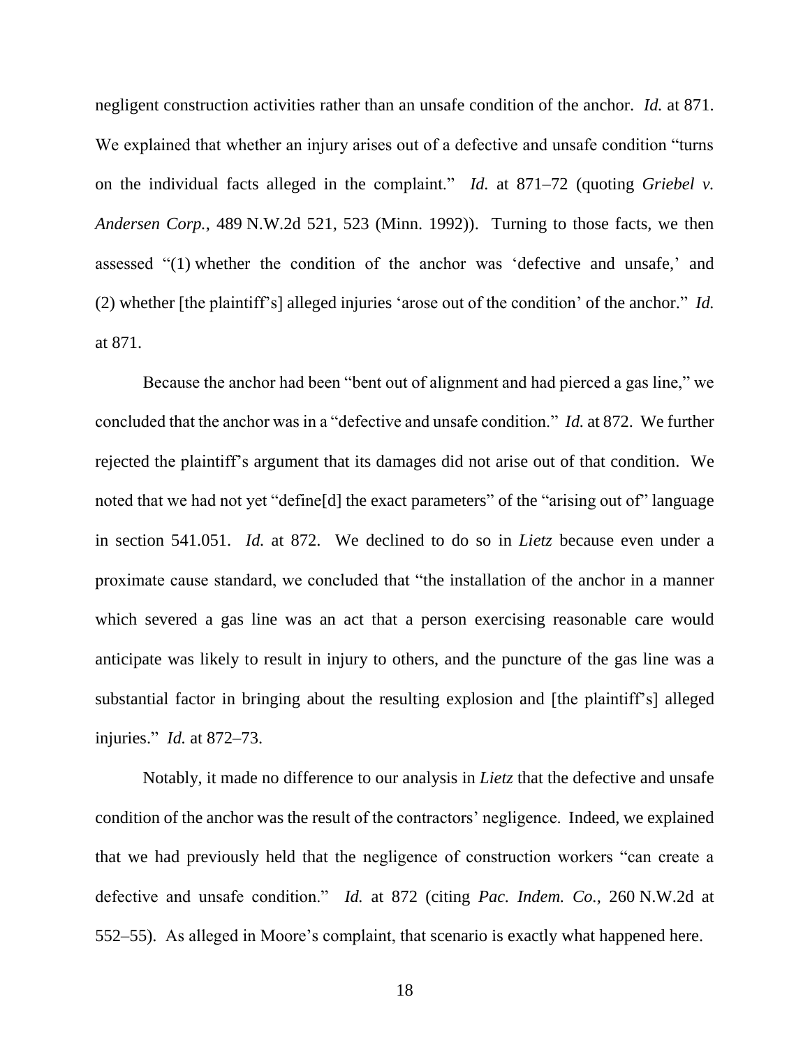negligent construction activities rather than an unsafe condition of the anchor. *Id.* at 871. We explained that whether an injury arises out of a defective and unsafe condition "turns on the individual facts alleged in the complaint." *Id.* at 871–72 (quoting *Griebel v. Andersen Corp.*, 489 N.W.2d 521, 523 (Minn. 1992)). Turning to those facts, we then assessed "(1) whether the condition of the anchor was 'defective and unsafe,' and (2) whether [the plaintiff's] alleged injuries 'arose out of the condition' of the anchor." *Id.* at 871.

Because the anchor had been "bent out of alignment and had pierced a gas line," we concluded that the anchor was in a "defective and unsafe condition." *Id.* at 872. We further rejected the plaintiff's argument that its damages did not arise out of that condition. We noted that we had not yet "define[d] the exact parameters" of the "arising out of" language in section 541.051. *Id.* at 872. We declined to do so in *Lietz* because even under a proximate cause standard, we concluded that "the installation of the anchor in a manner which severed a gas line was an act that a person exercising reasonable care would anticipate was likely to result in injury to others, and the puncture of the gas line was a substantial factor in bringing about the resulting explosion and [the plaintiff's] alleged injuries." *Id.* at 872–73.

Notably, it made no difference to our analysis in *Lietz* that the defective and unsafe condition of the anchor was the result of the contractors' negligence. Indeed, we explained that we had previously held that the negligence of construction workers "can create a defective and unsafe condition." *Id.* at 872 (citing *Pac. Indem. Co.*, 260 N.W.2d at 552–55). As alleged in Moore's complaint, that scenario is exactly what happened here.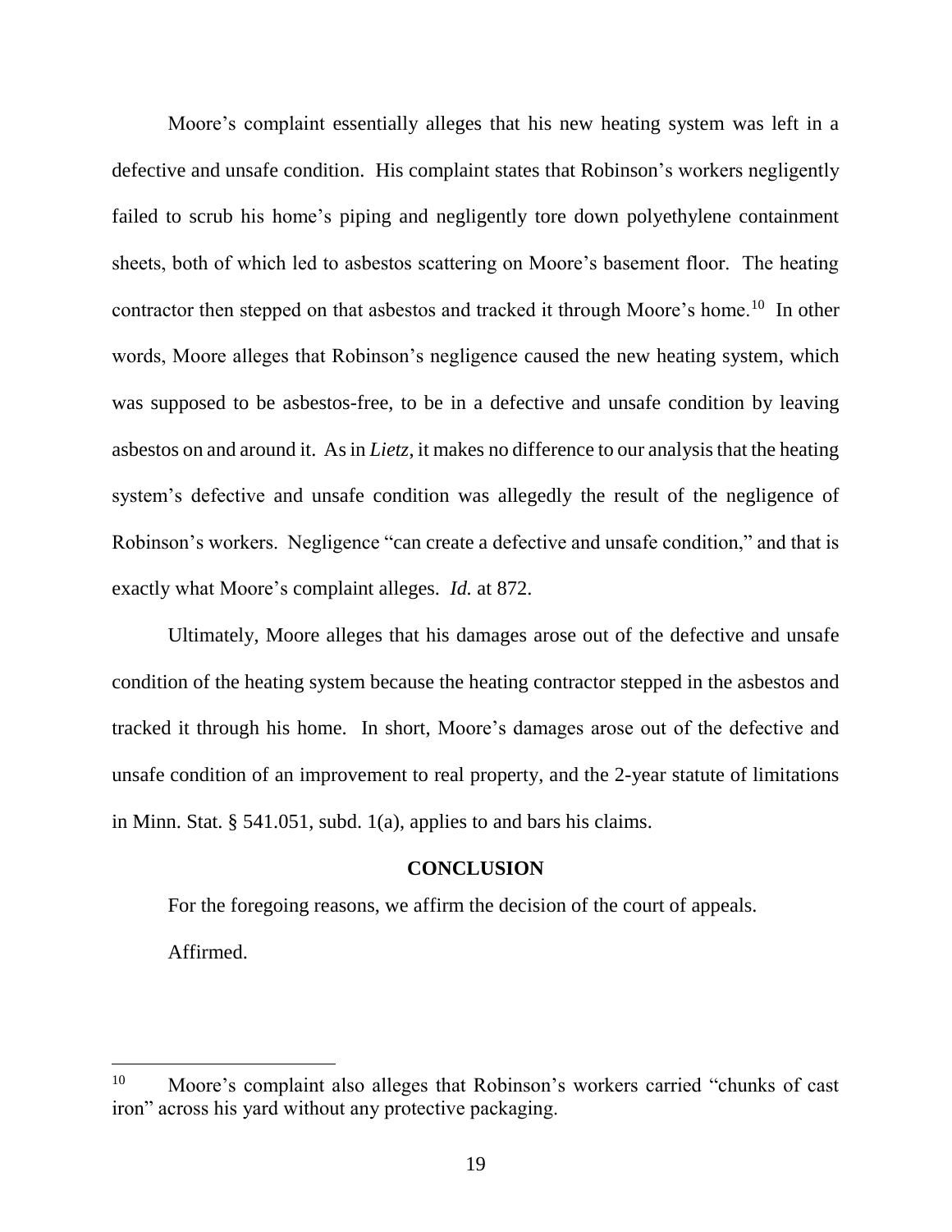Moore's complaint essentially alleges that his new heating system was left in a defective and unsafe condition. His complaint states that Robinson's workers negligently failed to scrub his home's piping and negligently tore down polyethylene containment sheets, both of which led to asbestos scattering on Moore's basement floor. The heating contractor then stepped on that asbestos and tracked it through Moore's home.[10] In other words, Moore alleges that Robinson's negligence caused the new heating system, which was supposed to be asbestos-free, to be in a defective and unsafe condition by leaving asbestos on and around it. As in *Lietz*, it makes no difference to our analysis that the heating system's defective and unsafe condition was allegedly the result of the negligence of Robinson's workers. Negligence "can create a defective and unsafe condition," and that is exactly what Moore's complaint alleges. *Id.* at 872.

Ultimately, Moore alleges that his damages arose out of the defective and unsafe condition of the heating system because the heating contractor stepped in the asbestos and tracked it through his home. In short, Moore's damages arose out of the defective and unsafe condition of an improvement to real property, and the 2-year statute of limitations in Minn. Stat. § 541.051, subd. 1(a), applies to and bars his claims.

## CONCLUSION

For the foregoing reasons, we affirm the decision of the court of appeals.

Affirmed.

---

[10] Moore's complaint also alleges that Robinson's workers carried "chunks of cast iron" across his yard without any protective packaging.